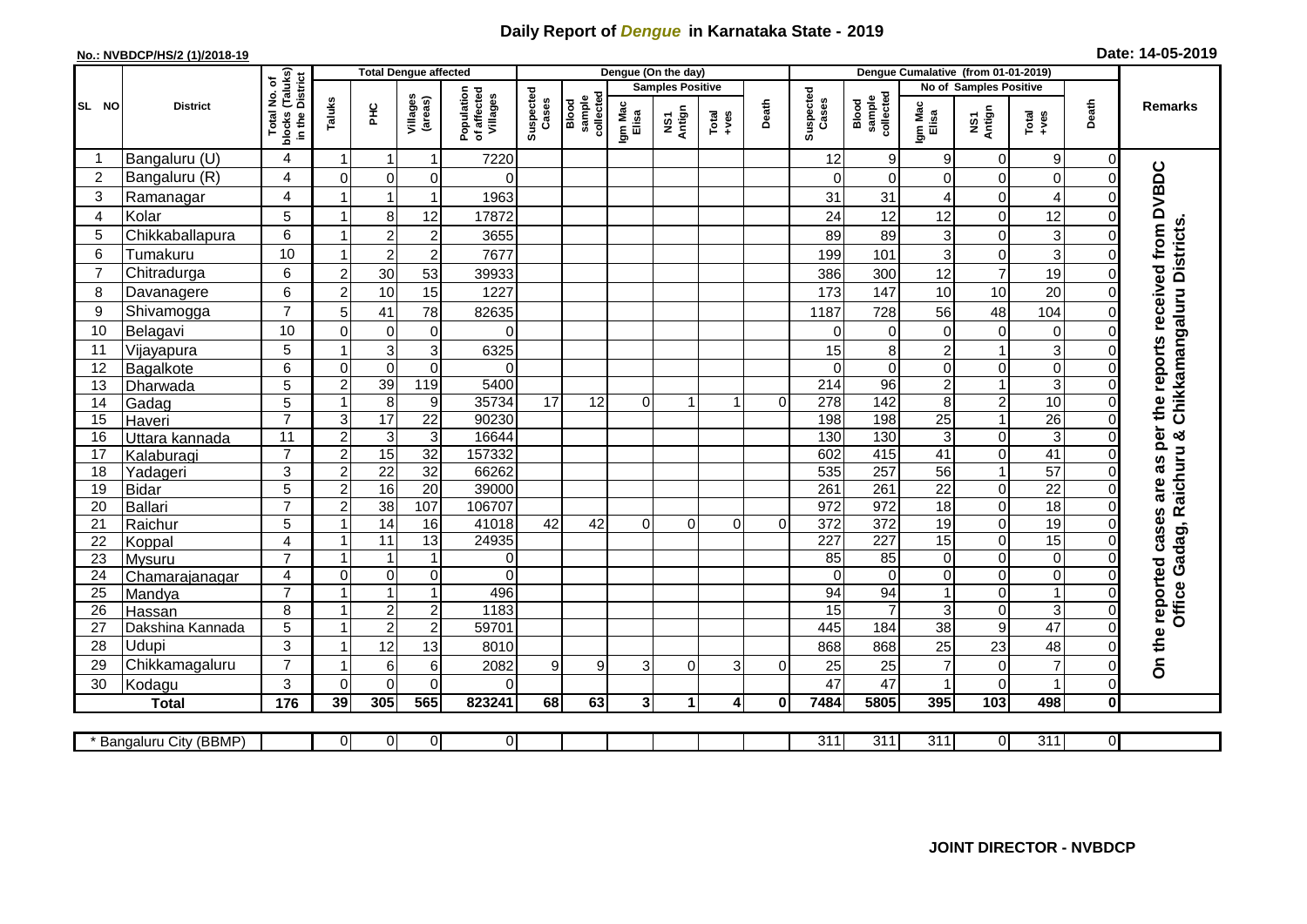# Daily Report of *Dengue* in Karnataka State - 2019

**No.: NVBDCP/HS/2 (1)/2018-19**

**Date: 14-05-2019**

| SL NO | District | Total No. of blocks (Taluks) in the District | Total Dengue affected | | | | Dengue (On the day) | | | | | | | Dengue Cumalative (from 01-01-2019) | | | | | | | Remarks |
|---|---|---|---|---|---|---|---|---|---|---|---|---|---|---|---|---|---|---|---|---|---|
| | | | | | | | | | Samples Positive | | | | | | | No of Samples Positive | | | | | |
| | | | Taluks | PHC | Villages (areas) | Population of affected Villages | Suspected Cases | Blood sample collected | Igm Mac Elisa | NS1 Antign | Total +ves | Death | Suspected Cases | Blood sample collected | Igm Mac Elisa | NS1 Antign | Total +ves | Death | |
| 1 | Bangaluru (U) | 4 | 1 | 1 | 1 | 7220 | | | | | | | 12 | 9 | 9 | 0 | 9 | 0 | On the reported cases are as per the reports received from DVBDC Office Gadag, Raichuru & Chikkamangaluru Districts. |
| 2 | Bangaluru (R) | 4 | 0 | 0 | 0 | 0 | | | | | | | 0 | 0 | 0 | 0 | 0 | 0 | |
| 3 | Ramanagar | 4 | 1 | 1 | 1 | 1963 | | | | | | | 31 | 31 | 4 | 0 | 4 | 0 | |
| 4 | Kolar | 5 | 1 | 8 | 12 | 17872 | | | | | | | 24 | 12 | 12 | 0 | 12 | 0 | |
| 5 | Chikkaballapura | 6 | 1 | 2 | 2 | 3655 | | | | | | | 89 | 89 | 3 | 0 | 3 | 0 | |
| 6 | Tumakuru | 10 | 1 | 2 | 2 | 7677 | | | | | | | 199 | 101 | 3 | 0 | 3 | 0 | |
| 7 | Chitradurga | 6 | 2 | 30 | 53 | 39933 | | | | | | | 386 | 300 | 12 | 7 | 19 | 0 | |
| 8 | Davanagere | 6 | 2 | 10 | 15 | 1227 | | | | | | | 173 | 147 | 10 | 10 | 20 | 0 | |
| 9 | Shivamogga | 7 | 5 | 41 | 78 | 82635 | | | | | | | 1187 | 728 | 56 | 48 | 104 | 0 | |
| 10 | Belagavi | 10 | 0 | 0 | 0 | 0 | | | | | | | 0 | 0 | 0 | 0 | 0 | 0 | |
| 11 | Vijayapura | 5 | 1 | 3 | 3 | 6325 | | | | | | | 15 | 8 | 2 | 1 | 3 | 0 | |
| 12 | Bagalkote | 6 | 0 | 0 | 0 | 0 | | | | | | | 0 | 0 | 0 | 0 | 0 | 0 | |
| 13 | Dharwada | 5 | 2 | 39 | 119 | 5400 | | | | | | | 214 | 96 | 2 | 1 | 3 | 0 | |
| 14 | Gadag | 5 | 1 | 8 | 9 | 35734 | 17 | 12 | 0 | 1 | 1 | 0 | 278 | 142 | 8 | 2 | 10 | 0 | |
| 15 | Haveri | 7 | 3 | 17 | 22 | 90230 | | | | | | | 198 | 198 | 25 | 1 | 26 | 0 | |
| 16 | Uttara kannada | 11 | 2 | 3 | 3 | 16644 | | | | | | | 130 | 130 | 3 | 0 | 3 | 0 | |
| 17 | Kalaburagi | 7 | 2 | 15 | 32 | 157332 | | | | | | | 602 | 415 | 41 | 0 | 41 | 0 | |
| 18 | Yadageri | 3 | 2 | 22 | 32 | 66262 | | | | | | | 535 | 257 | 56 | 1 | 57 | 0 | |
| 19 | Bidar | 5 | 2 | 16 | 20 | 39000 | | | | | | | 261 | 261 | 22 | 0 | 22 | 0 | |
| 20 | Ballari | 7 | 2 | 38 | 107 | 106707 | | | | | | | 972 | 972 | 18 | 0 | 18 | 0 | |
| 21 | Raichur | 5 | 1 | 14 | 16 | 41018 | 42 | 42 | 0 | 0 | 0 | 0 | 372 | 372 | 19 | 0 | 19 | 0 | |
| 22 | Koppal | 4 | 1 | 11 | 13 | 24935 | | | | | | | 227 | 227 | 15 | 0 | 15 | 0 | |
| 23 | Mysuru | 7 | 1 | 1 | 1 | 0 | | | | | | | 85 | 85 | 0 | 0 | 0 | 0 | |
| 24 | Chamarajanagar | 4 | 0 | 0 | 0 | 0 | | | | | | | 0 | 0 | 0 | 0 | 0 | 0 | |
| 25 | Mandya | 7 | 1 | 1 | 1 | 496 | | | | | | | 94 | 94 | 1 | 0 | 1 | 0 | |
| 26 | Hassan | 8 | 1 | 2 | 2 | 1183 | | | | | | | 15 | 7 | 3 | 0 | 3 | 0 | |
| 27 | Dakshina Kannada | 5 | 1 | 2 | 2 | 59701 | | | | | | | 445 | 184 | 38 | 9 | 47 | 0 | |
| 28 | Udupi | 3 | 1 | 12 | 13 | 8010 | | | | | | | 868 | 868 | 25 | 23 | 48 | 0 | |
| 29 | Chikkamagaluru | 7 | 1 | 6 | 6 | 2082 | 9 | 9 | 3 | 0 | 3 | 0 | 25 | 25 | 7 | 0 | 7 | 0 | |
| 30 | Kodagu | 3 | 0 | 0 | 0 | 0 | | | | | | | 47 | 47 | 1 | 0 | 1 | 0 | |
| | **Total** | **176** | **39** | **305** | **565** | **823241** | **68** | **63** | **3** | **1** | **4** | **0** | **7484** | **5805** | **395** | **103** | **498** | **0** | |

| * Bangaluru City (BBMP) | | 0 | 0 | 0 | 0 | | | | | | | 311 | 311 | 311 | 0 | 311 | 0 | |
|---|---|---|---|---|---|---|---|---|---|---|---|---|---|---|---|---|---|---|

**JOINT DIRECTOR - NVBDCP**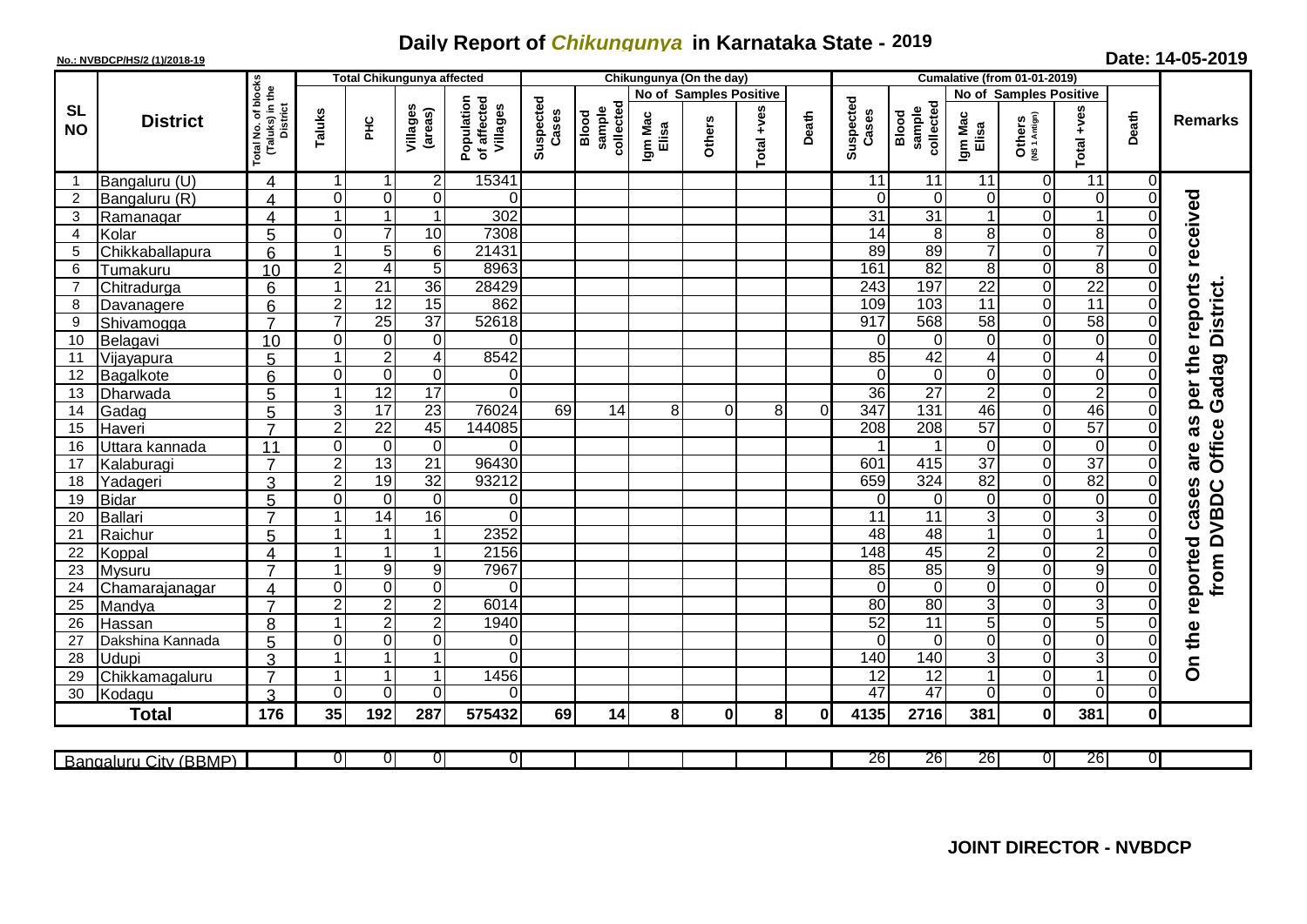# Daily Report of *Chikungunya* in Karnataka State - 2019

**No.: NVBDCP/HS/2 (1)/2018-19**

**Date: 14-05-2019**

| SL NO | District | Total No. of blocks (Taluks) in the District | Total Chikungunya affected | | | | Chikungunya (On the day) | | | | | | | Cumalative (from 01-01-2019) | | | | | | | Remarks |
|---|---|---|---|---|---|---|---|---|---|---|---|---|---|---|---|---|---|---|---|---|---|
| | | | Taluks | PHC | Villages (areas) | Population of affected Villages | Suspected Cases | Blood sample collected | No of Samples Positive | | | Death | Suspected Cases | Blood sample collected | No of Samples Positive | | | Death | |
| | | | | | | | | | Igm Mac Elisa | Others | Total +ves | | | | Igm Mac Elisa | Others (NS1 Antign) | Total +ves | | |
| 1 | Bangaluru (U) | 4 | 1 | 1 | 2 | 15341 | | | | | | | 11 | 11 | 11 | 0 | 11 | 0 | On the reported cases are as per the reports received from DVBDC Office Gadag District. |
| 2 | Bangaluru (R) | 4 | 0 | 0 | 0 | 0 | | | | | | | 0 | 0 | 0 | 0 | 0 | 0 | |
| 3 | Ramanagar | 4 | 1 | 1 | 1 | 302 | | | | | | | 31 | 31 | 1 | 0 | 1 | 0 | |
| 4 | Kolar | 5 | 0 | 7 | 10 | 7308 | | | | | | | 14 | 8 | 8 | 0 | 8 | 0 | |
| 5 | Chikkaballapura | 6 | 1 | 5 | 6 | 21431 | | | | | | | 89 | 89 | 7 | 0 | 7 | 0 | |
| 6 | Tumakuru | 10 | 2 | 4 | 5 | 8963 | | | | | | | 161 | 82 | 8 | 0 | 8 | 0 | |
| 7 | Chitradurga | 6 | 1 | 21 | 36 | 28429 | | | | | | | 243 | 197 | 22 | 0 | 22 | 0 | |
| 8 | Davanagere | 6 | 2 | 12 | 15 | 862 | | | | | | | 109 | 103 | 11 | 0 | 11 | 0 | |
| 9 | Shivamogga | 7 | 7 | 25 | 37 | 52618 | | | | | | | 917 | 568 | 58 | 0 | 58 | 0 | |
| 10 | Belagavi | 10 | 0 | 0 | 0 | 0 | | | | | | | 0 | 0 | 0 | 0 | 0 | 0 | |
| 11 | Vijayapura | 5 | 1 | 2 | 4 | 8542 | | | | | | | 85 | 42 | 4 | 0 | 4 | 0 | |
| 12 | Bagalkote | 6 | 0 | 0 | 0 | 0 | | | | | | | 0 | 0 | 0 | 0 | 0 | 0 | |
| 13 | Dharwada | 5 | 1 | 12 | 17 | 0 | | | | | | | 36 | 27 | 2 | 0 | 2 | 0 | |
| 14 | Gadag | 5 | 3 | 17 | 23 | 76024 | 69 | 14 | 8 | 0 | 8 | 0 | 347 | 131 | 46 | 0 | 46 | 0 | |
| 15 | Haveri | 7 | 2 | 22 | 45 | 144085 | | | | | | | 208 | 208 | 57 | 0 | 57 | 0 | |
| 16 | Uttara kannada | 11 | 0 | 0 | 0 | 0 | | | | | | | 1 | 1 | 0 | 0 | 0 | 0 | |
| 17 | Kalaburagi | 7 | 2 | 13 | 21 | 96430 | | | | | | | 601 | 415 | 37 | 0 | 37 | 0 | |
| 18 | Yadageri | 3 | 2 | 19 | 32 | 93212 | | | | | | | 659 | 324 | 82 | 0 | 82 | 0 | |
| 19 | Bidar | 5 | 0 | 0 | 0 | 0 | | | | | | | 0 | 0 | 0 | 0 | 0 | 0 | |
| 20 | Ballari | 7 | 1 | 14 | 16 | 0 | | | | | | | 11 | 11 | 3 | 0 | 3 | 0 | |
| 21 | Raichur | 5 | 1 | 1 | 1 | 2352 | | | | | | | 48 | 48 | 1 | 0 | 1 | 0 | |
| 22 | Koppal | 4 | 1 | 1 | 1 | 2156 | | | | | | | 148 | 45 | 2 | 0 | 2 | 0 | |
| 23 | Mysuru | 7 | 1 | 9 | 9 | 7967 | | | | | | | 85 | 85 | 9 | 0 | 9 | 0 | |
| 24 | Chamarajanagar | 4 | 0 | 0 | 0 | 0 | | | | | | | 0 | 0 | 0 | 0 | 0 | 0 | |
| 25 | Mandya | 7 | 2 | 2 | 2 | 6014 | | | | | | | 80 | 80 | 3 | 0 | 3 | 0 | |
| 26 | Hassan | 8 | 1 | 2 | 2 | 1940 | | | | | | | 52 | 11 | 5 | 0 | 5 | 0 | |
| 27 | Dakshina Kannada | 5 | 0 | 0 | 0 | 0 | | | | | | | 0 | 0 | 0 | 0 | 0 | 0 | |
| 28 | Udupi | 3 | 1 | 1 | 1 | 0 | | | | | | | 140 | 140 | 3 | 0 | 3 | 0 | |
| 29 | Chikkamagaluru | 7 | 1 | 1 | 1 | 1456 | | | | | | | 12 | 12 | 1 | 0 | 1 | 0 | |
| 30 | Kodagu | 3 | 0 | 0 | 0 | 0 | | | | | | | 47 | 47 | 0 | 0 | 0 | 0 | |
| **Total** | | **176** | **35** | **192** | **287** | **575432** | **69** | **14** | **8** | **0** | **8** | **0** | **4135** | **2716** | **381** | **0** | **381** | **0** | |

| Bangaluru City (BBMP) | | 0 | 0 | 0 | 0 | | | | | | | 26 | 26 | 26 | 0 | 26 | 0 | |
|---|---|---|---|---|---|---|---|---|---|---|---|---|---|---|---|---|---|---|

**JOINT DIRECTOR - NVBDCP**